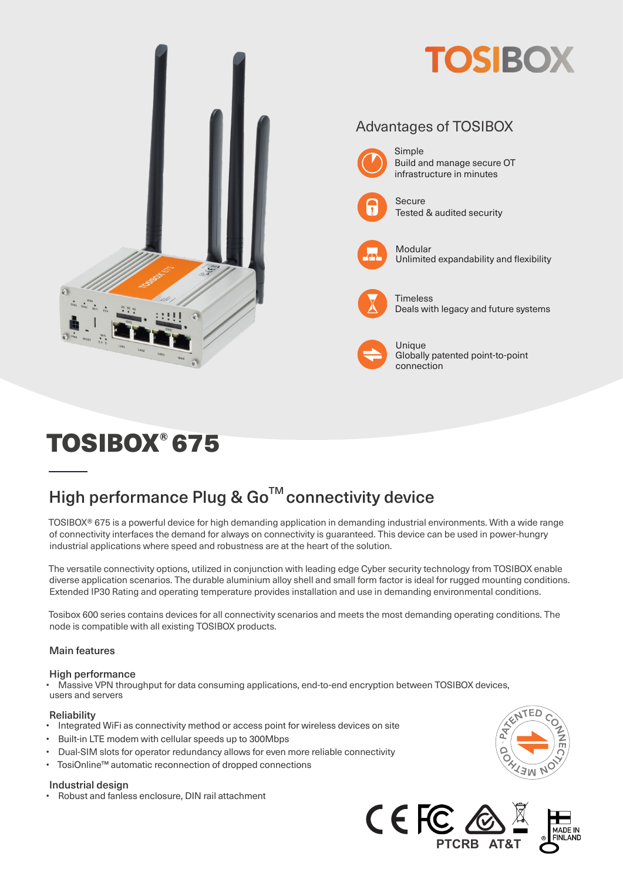# TOSIBOX

## Advantages of TOSIBOX

Simple
Build and manage secure OT infrastructure in minutes

Secure
Tested & audited security

Modular
Unlimited expandability and flexibility

Timeless
Deals with legacy and future systems

Unique
Globally patented point-to-point connection

# TOSIBOX® 675

## High performance Plug & Go™ connectivity device

TOSIBOX® 675 is a powerful device for high demanding application in demanding industrial environments. With a wide range of connectivity interfaces the demand for always on connectivity is guaranteed. This device can be used in power-hungry industrial applications where speed and robustness are at the heart of the solution.

The versatile connectivity options, utilized in conjunction with leading edge Cyber security technology from TOSIBOX enable diverse application scenarios. The durable aluminium alloy shell and small form factor is ideal for rugged mounting conditions. Extended IP30 Rating and operating temperature provides installation and use in demanding environmental conditions.

Tosibox 600 series contains devices for all connectivity scenarios and meets the most demanding operating conditions. The node is compatible with all existing TOSIBOX products.

### Main features

#### High performance

- Massive VPN throughput for data consuming applications, end-to-end encryption between TOSIBOX devices, users and servers

#### Reliability

- Integrated WiFi as connectivity method or access point for wireless devices on site
- Built-in LTE modem with cellular speeds up to 300Mbps
- Dual-SIM slots for operator redundancy allows for even more reliable connectivity
- TosiOnline™ automatic reconnection of dropped connections

#### Industrial design

- Robust and fanless enclosure, DIN rail attachment

PATENTED CONNECTION METHOD

PTCRB AT&T

MADE IN FINLAND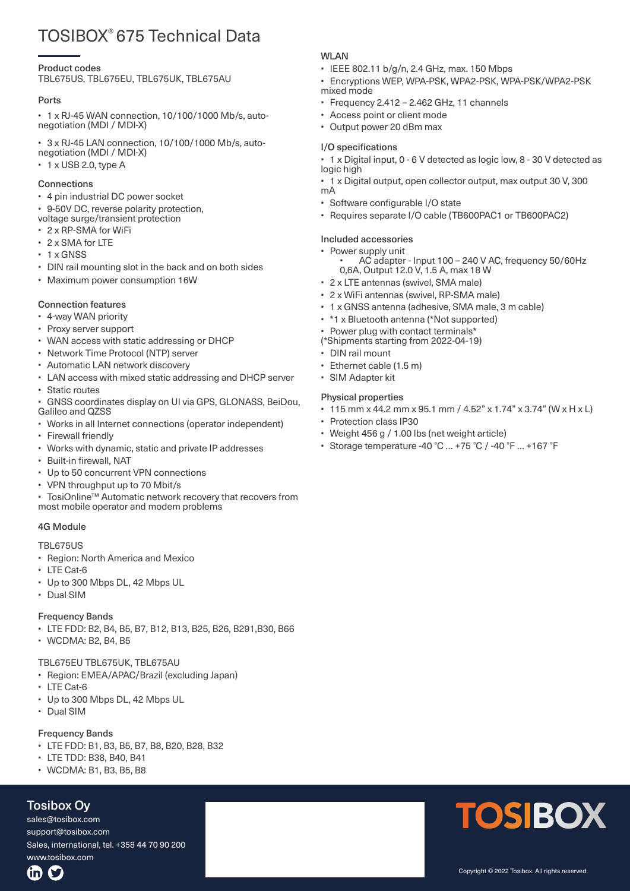# TOSIBOX® 675 Technical Data

### Product codes

TBL675US, TBL675EU, TBL675UK, TBL675AU

### Ports

- 1 x RJ-45 WAN connection, 10/100/1000 Mb/s, auto-negotiation (MDI / MDI-X)
- 3 x RJ-45 LAN connection, 10/100/1000 Mb/s, auto-negotiation (MDI / MDI-X)
- 1 x USB 2.0, type A

### Connections

- 4 pin industrial DC power socket
- 9-50V DC, reverse polarity protection, voltage surge/transient protection
- 2 x RP-SMA for WiFi
- 2 x SMA for LTE
- 1 x GNSS
- DIN rail mounting slot in the back and on both sides
- Maximum power consumption 16W

### Connection features

- 4-way WAN priority
- Proxy server support
- WAN access with static addressing or DHCP
- Network Time Protocol (NTP) server
- Automatic LAN network discovery
- LAN access with mixed static addressing and DHCP server
- Static routes
- GNSS coordinates display on UI via GPS, GLONASS, BeiDou, Galileo and QZSS
- Works in all Internet connections (operator independent)
- Firewall friendly
- Works with dynamic, static and private IP addresses
- Built-in firewall, NAT
- Up to 50 concurrent VPN connections
- VPN throughput up to 70 Mbit/s
- TosiOnline™ Automatic network recovery that recovers from most mobile operator and modem problems

### 4G Module

TBL675US

- Region: North America and Mexico
- LTE Cat-6
- Up to 300 Mbps DL, 42 Mbps UL
- Dual SIM

### Frequency Bands

- LTE FDD: B2, B4, B5, B7, B12, B13, B25, B26, B291,B30, B66
- WCDMA: B2, B4, B5

TBL675EU TBL675UK, TBL675AU

- Region: EMEA/APAC/Brazil (excluding Japan)
- LTE Cat-6
- Up to 300 Mbps DL, 42 Mbps UL
- Dual SIM

### Frequency Bands

- LTE FDD: B1, B3, B5, B7, B8, B20, B28, B32
- LTE TDD: B38, B40, B41
- WCDMA: B1, B3, B5, B8

### WLAN

- IEEE 802.11 b/g/n, 2.4 GHz, max. 150 Mbps
- Encryptions WEP, WPA-PSK, WPA2-PSK, WPA-PSK/WPA2-PSK mixed mode
- Frequency 2.412 – 2.462 GHz, 11 channels
- Access point or client mode
- Output power 20 dBm max

### I/O specifications

- 1 x Digital input, 0 - 6 V detected as logic low, 8 - 30 V detected as logic high
- 1 x Digital output, open collector output, max output 30 V, 300 mA
- Software configurable I/O state
- Requires separate I/O cable (TB600PAC1 or TB600PAC2)

### Included accessories

- Power supply unit
  - AC adapter - Input 100 – 240 V AC, frequency 50/60Hz 0,6A, Output 12.0 V, 1.5 A, max 18 W
- 2 x LTE antennas (swivel, SMA male)
- 2 x WiFi antennas (swivel, RP-SMA male)
- 1 x GNSS antenna (adhesive, SMA male, 3 m cable)
- *1 x Bluetooth antenna (*Not supported)
- Power plug with contact terminals*
(*Shipments starting from 2022-04-19)
- DIN rail mount
- Ethernet cable (1.5 m)
- SIM Adapter kit

### Physical properties

- 115 mm x 44.2 mm x 95.1 mm / 4.52" x 1.74" x 3.74" (W x H x L)
- Protection class IP30
- Weight 456 g / 1.00 lbs (net weight article)
- Storage temperature -40 °C ... +75 °C / -40 °F ... +167 °F

**Tosibox Oy**
sales@tosibox.com
support@tosibox.com
Sales, international, tel. +358 44 70 90 200
www.tosibox.com

Copyright © 2022 Tosibox. All rights reserved.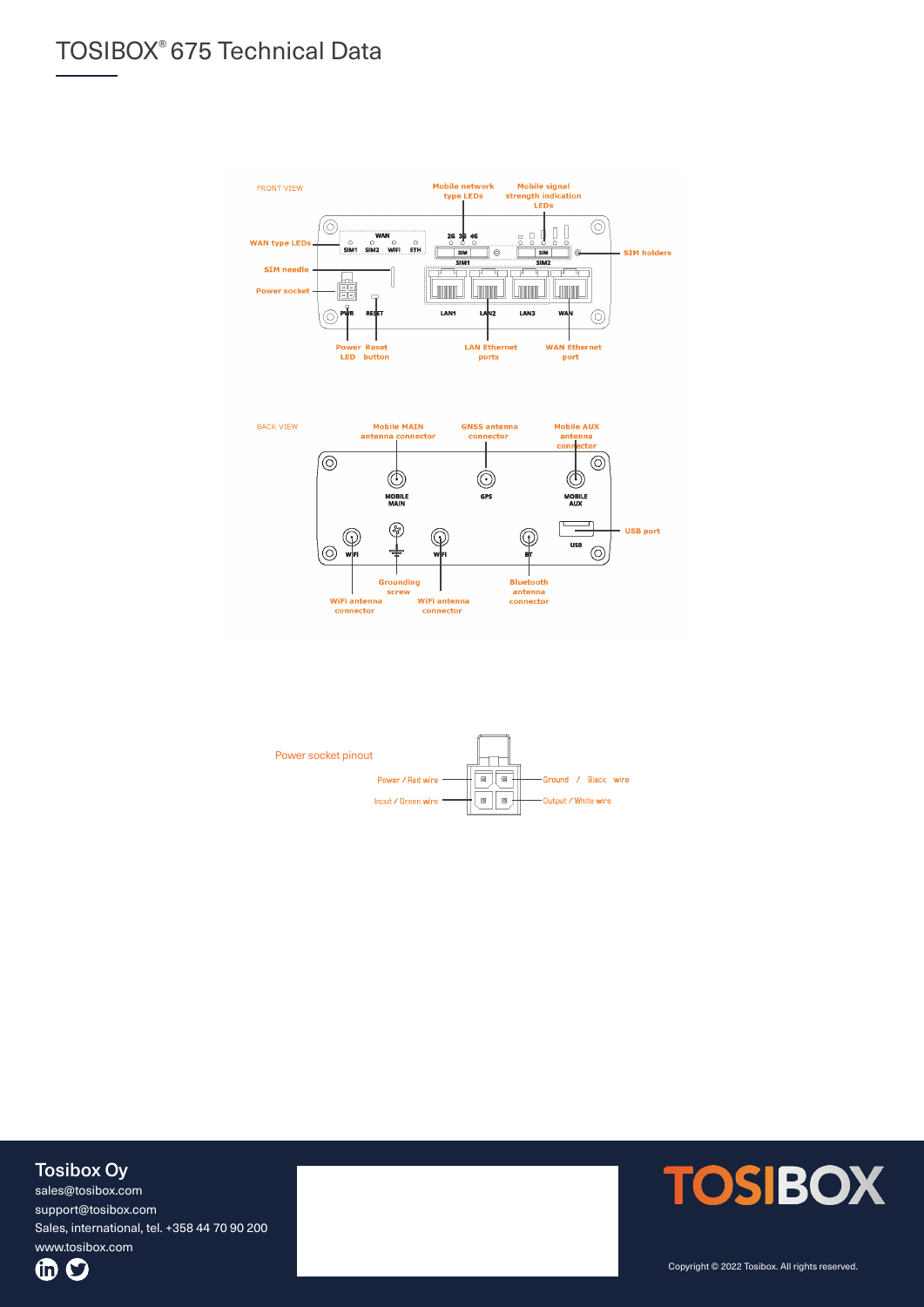# TOSIBOX® 675 Technical Data

FRONT VIEW

Mobile network type LEDs
Mobile signal strength indication LEDs
WAN type LEDs
SIM holders
SIM needle
Power socket
Power LED
Reset button
LAN Ethernet ports
WAN Ethernet port

WAN
SIM1 SIM2 WIFI ETH
2G 3G 4G
SIM SIM
SIM1 SIM2
PWR RESET
LAN1 LAN2 LAN3 WAN

BACK VIEW

Mobile MAIN antenna connector
GNSS antenna connector
Mobile AUX antenna connector
USB port
Grounding screw
WiFi antenna connector
WiFi antenna connector
Bluetooth antenna connector

MOBILE MAIN
GPS
MOBILE AUX
WIFI
WIFI
BT
USB

Power socket pinout

Power / Red wire
Ground / Black wire
Input / Green wire
Output / White wire

**Tosibox Oy**
sales@tosibox.com
support@tosibox.com
Sales, international, tel. +358 44 70 90 200
www.tosibox.com

TOSIBOX

Copyright © 2022 Tosibox. All rights reserved.